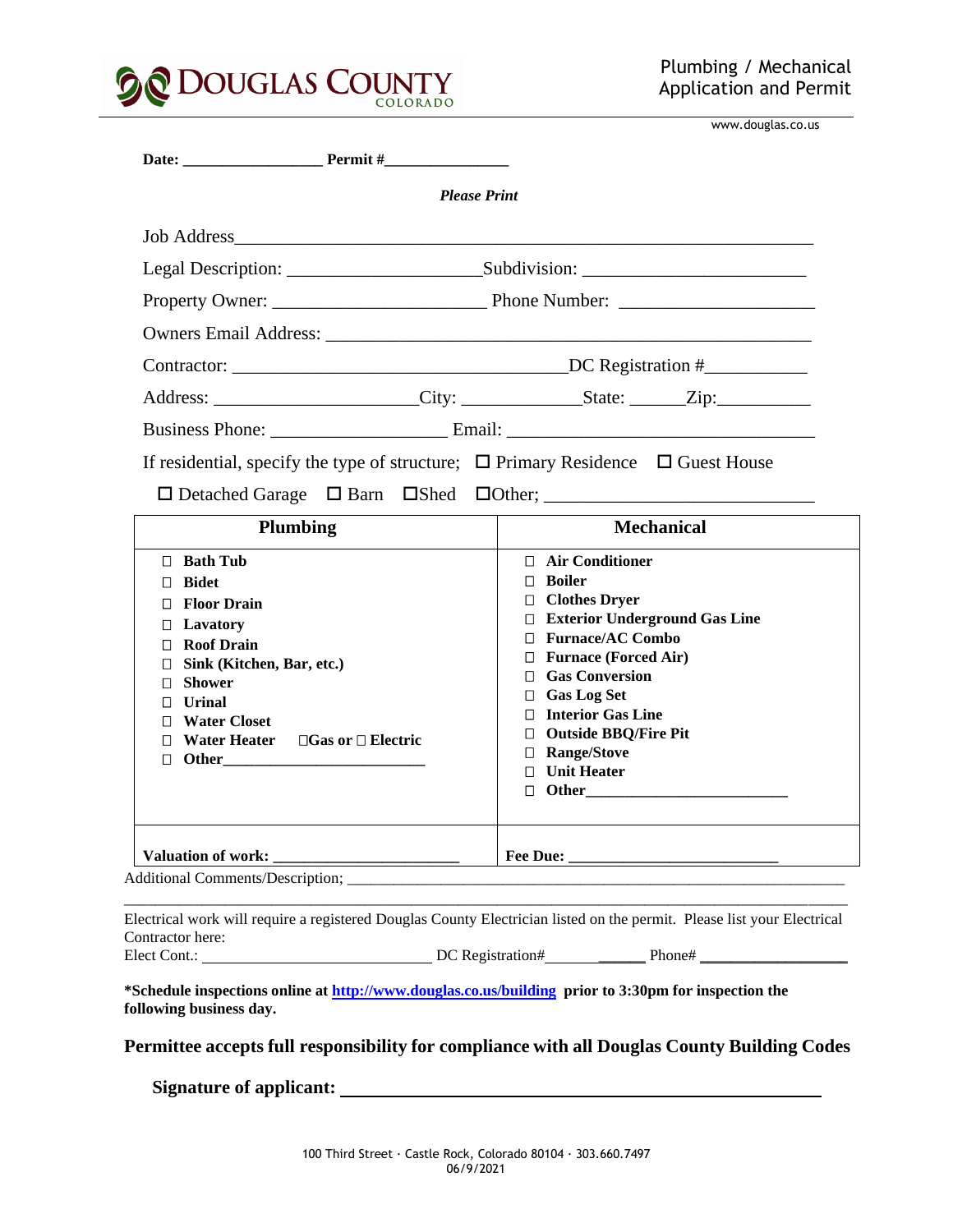DOUGLAS COUNTY COLORADO

# Plumbing / Mechanical Application and Permit

www.douglas.co.us

**Date:** ________________ **Permit #**_______________

***Please Print***

Job Address_____________________________________________________________

Legal Description: ____________________Subdivision: _______________________

Property Owner: _____________________ Phone Number: ____________________

Owners Email Address: __________________________________________________

Contractor: ____________________________________DC Registration #__________

Address: _____________________City: ____________State: _____Zip:_________

Business Phone: __________________ Email: ________________________________

If residential, specify the type of structure; ☐ Primary Residence ☐ Guest House

☐ Detached Garage ☐ Barn ☐Shed ☐Other; __________________________

| Plumbing | Mechanical |
|---|---|
| ☐ **Bath Tub** | ☐ **Air Conditioner** |
| ☐ **Bidet** | ☐ **Boiler** |
| ☐ **Floor Drain** | ☐ **Clothes Dryer** |
| ☐ **Lavatory** | ☐ **Exterior Underground Gas Line** |
| ☐ **Roof Drain** | ☐ **Furnace/AC Combo** |
| ☐ **Sink (Kitchen, Bar, etc.)** | ☐ **Furnace (Forced Air)** |
| ☐ **Shower** | ☐ **Gas Conversion** |
| ☐ **Urinal** | ☐ **Gas Log Set** |
| ☐ **Water Closet** | ☐ **Interior Gas Line** |
| ☐ **Water Heater** ☐**Gas or** ☐ **Electric** | ☐ **Outside BBQ/Fire Pit** |
| ☐ **Other**_______________________ | ☐ **Range/Stove** |
| | ☐ **Unit Heater** |
| | ☐ **Other**_______________________ |
| **Valuation of work:** _____________________ | **Fee Due:** _______________________ |

Additional Comments/Description; ____________________________________________________________

_____________________________________________________________________________________

Electrical work will require a registered Douglas County Electrician listed on the permit. Please list your Electrical Contractor here:

Elect Cont.: ________________________ DC Registration#____________ Phone# _________________

**\*Schedule inspections online at http://www.douglas.co.us/building prior to 3:30pm for inspection the following business day.**

**Permittee accepts full responsibility for compliance with all Douglas County Building Codes**

**Signature of applicant:** ______________________________________________

100 Third Street · Castle Rock, Colorado 80104 · 303.660.7497

06/9/2021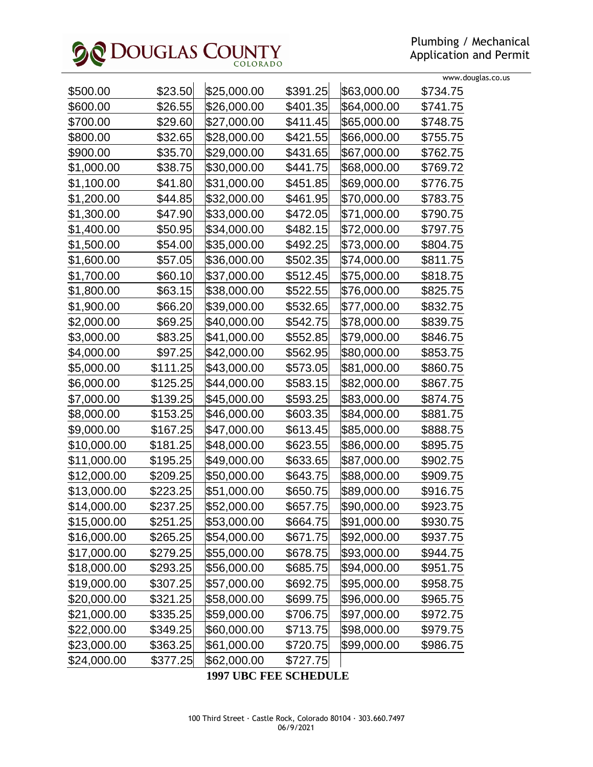| | | | | | |
|---|---|---|---|---|---|
| $500.00 | $23.50 | $25,000.00 | $391.25 | $63,000.00 | $734.75 |
| $600.00 | $26.55 | $26,000.00 | $401.35 | $64,000.00 | $741.75 |
| $700.00 | $29.60 | $27,000.00 | $411.45 | $65,000.00 | $748.75 |
| $800.00 | $32.65 | $28,000.00 | $421.55 | $66,000.00 | $755.75 |
| $900.00 | $35.70 | $29,000.00 | $431.65 | $67,000.00 | $762.75 |
| $1,000.00 | $38.75 | $30,000.00 | $441.75 | $68,000.00 | $769.72 |
| $1,100.00 | $41.80 | $31,000.00 | $451.85 | $69,000.00 | $776.75 |
| $1,200.00 | $44.85 | $32,000.00 | $461.95 | $70,000.00 | $783.75 |
| $1,300.00 | $47.90 | $33,000.00 | $472.05 | $71,000.00 | $790.75 |
| $1,400.00 | $50.95 | $34,000.00 | $482.15 | $72,000.00 | $797.75 |
| $1,500.00 | $54.00 | $35,000.00 | $492.25 | $73,000.00 | $804.75 |
| $1,600.00 | $57.05 | $36,000.00 | $502.35 | $74,000.00 | $811.75 |
| $1,700.00 | $60.10 | $37,000.00 | $512.45 | $75,000.00 | $818.75 |
| $1,800.00 | $63.15 | $38,000.00 | $522.55 | $76,000.00 | $825.75 |
| $1,900.00 | $66.20 | $39,000.00 | $532.65 | $77,000.00 | $832.75 |
| $2,000.00 | $69.25 | $40,000.00 | $542.75 | $78,000.00 | $839.75 |
| $3,000.00 | $83.25 | $41,000.00 | $552.85 | $79,000.00 | $846.75 |
| $4,000.00 | $97.25 | $42,000.00 | $562.95 | $80,000.00 | $853.75 |
| $5,000.00 | $111.25 | $43,000.00 | $573.05 | $81,000.00 | $860.75 |
| $6,000.00 | $125.25 | $44,000.00 | $583.15 | $82,000.00 | $867.75 |
| $7,000.00 | $139.25 | $45,000.00 | $593.25 | $83,000.00 | $874.75 |
| $8,000.00 | $153.25 | $46,000.00 | $603.35 | $84,000.00 | $881.75 |
| $9,000.00 | $167.25 | $47,000.00 | $613.45 | $85,000.00 | $888.75 |
| $10,000.00 | $181.25 | $48,000.00 | $623.55 | $86,000.00 | $895.75 |
| $11,000.00 | $195.25 | $49,000.00 | $633.65 | $87,000.00 | $902.75 |
| $12,000.00 | $209.25 | $50,000.00 | $643.75 | $88,000.00 | $909.75 |
| $13,000.00 | $223.25 | $51,000.00 | $650.75 | $89,000.00 | $916.75 |
| $14,000.00 | $237.25 | $52,000.00 | $657.75 | $90,000.00 | $923.75 |
| $15,000.00 | $251.25 | $53,000.00 | $664.75 | $91,000.00 | $930.75 |
| $16,000.00 | $265.25 | $54,000.00 | $671.75 | $92,000.00 | $937.75 |
| $17,000.00 | $279.25 | $55,000.00 | $678.75 | $93,000.00 | $944.75 |
| $18,000.00 | $293.25 | $56,000.00 | $685.75 | $94,000.00 | $951.75 |
| $19,000.00 | $307.25 | $57,000.00 | $692.75 | $95,000.00 | $958.75 |
| $20,000.00 | $321.25 | $58,000.00 | $699.75 | $96,000.00 | $965.75 |
| $21,000.00 | $335.25 | $59,000.00 | $706.75 | $97,000.00 | $972.75 |
| $22,000.00 | $349.25 | $60,000.00 | $713.75 | $98,000.00 | $979.75 |
| $23,000.00 | $363.25 | $61,000.00 | $720.75 | $99,000.00 | $986.75 |
| $24,000.00 | $377.25 | $62,000.00 | $727.75 | | |

**1997 UBC FEE SCHEDULE**